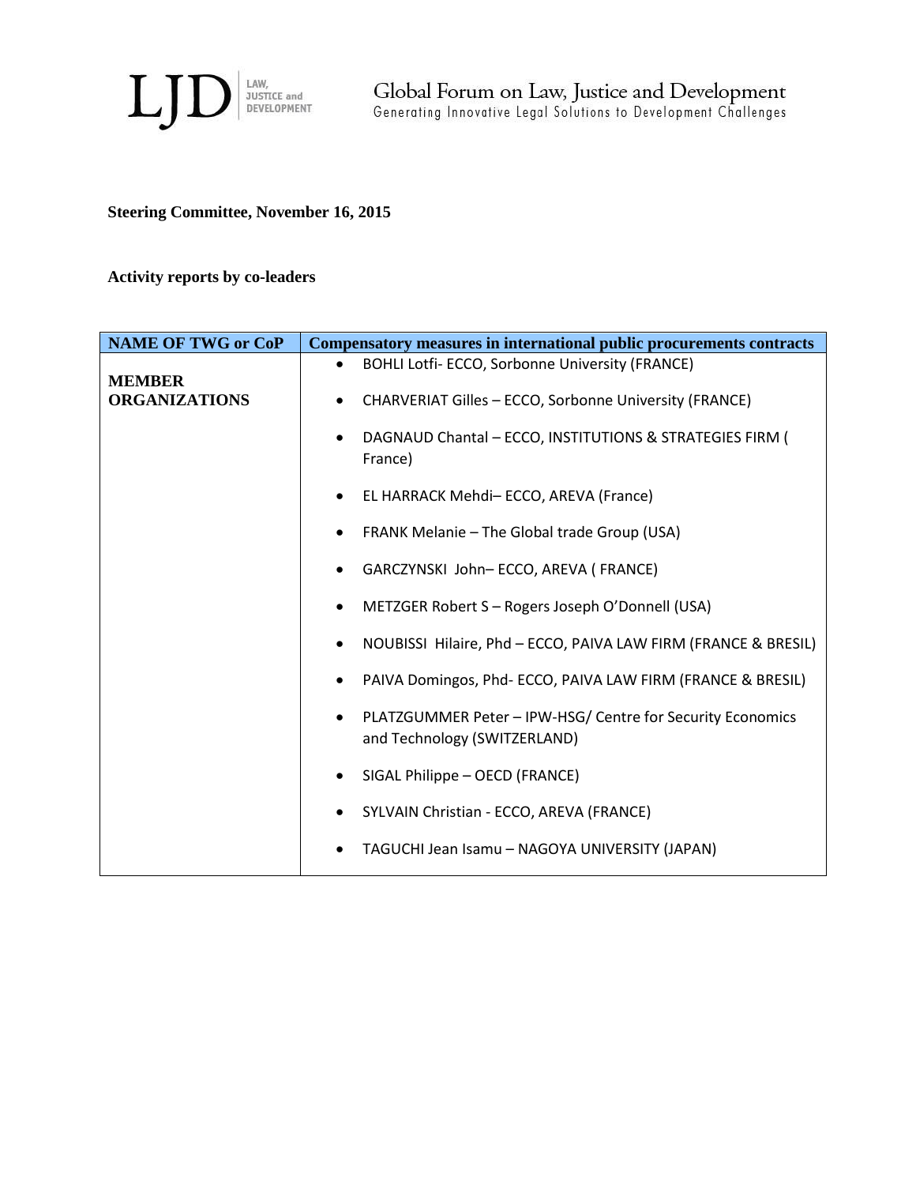LJD | LAW, JUSTICE and DEVELOPMENT

Global Forum on Law, Justice and Development
Generating Innovative Legal Solutions to Development Challenges

**Steering Committee, November 16, 2015**

**Activity reports by co-leaders**

| NAME OF TWG or CoP | Compensatory measures in international public procurements contracts |
|---|---|
| **MEMBER ORGANIZATIONS** | • BOHLI Lotfi- ECCO, Sorbonne University (FRANCE)<br>• CHARVERIAT Gilles – ECCO, Sorbonne University (FRANCE)<br>• DAGNAUD Chantal – ECCO, INSTITUTIONS & STRATEGIES FIRM ( France)<br>• EL HARRACK Mehdi– ECCO, AREVA (France)<br>• FRANK Melanie – The Global trade Group (USA)<br>• GARCZYNSKI John– ECCO, AREVA ( FRANCE)<br>• METZGER Robert S – Rogers Joseph O'Donnell (USA)<br>• NOUBISSI Hilaire, Phd – ECCO, PAIVA LAW FIRM (FRANCE & BRESIL)<br>• PAIVA Domingos, Phd- ECCO, PAIVA LAW FIRM (FRANCE & BRESIL)<br>• PLATZGUMMER Peter – IPW-HSG/ Centre for Security Economics and Technology (SWITZERLAND)<br>• SIGAL Philippe – OECD (FRANCE)<br>• SYLVAIN Christian - ECCO, AREVA (FRANCE)<br>• TAGUCHI Jean Isamu – NAGOYA UNIVERSITY (JAPAN) |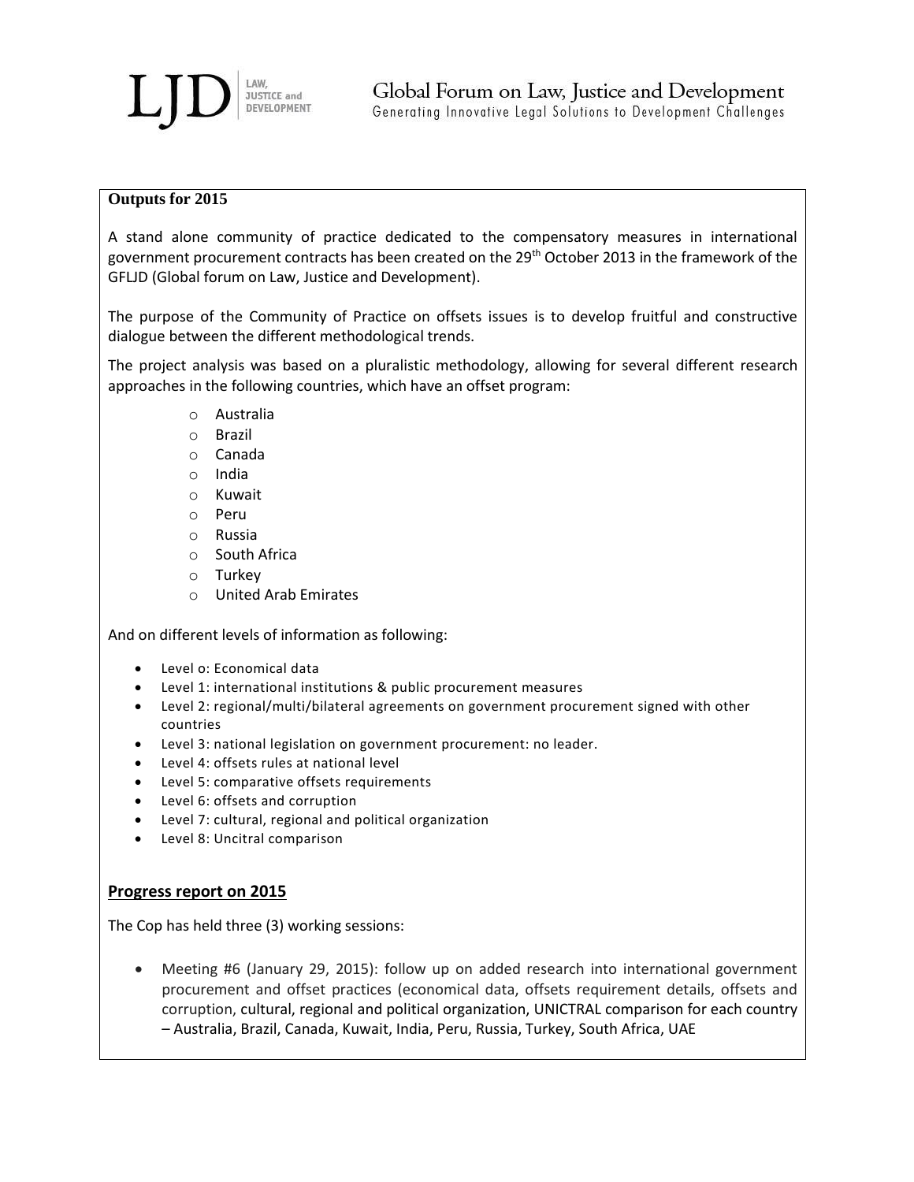**Outputs for 2015**

A stand alone community of practice dedicated to the compensatory measures in international government procurement contracts has been created on the 29th October 2013 in the framework of the GFLJD (Global forum on Law, Justice and Development).

The purpose of the Community of Practice on offsets issues is to develop fruitful and constructive dialogue between the different methodological trends.

The project analysis was based on a pluralistic methodology, allowing for several different research approaches in the following countries, which have an offset program:

- Australia
- Brazil
- Canada
- India
- Kuwait
- Peru
- Russia
- South Africa
- Turkey
- United Arab Emirates

And on different levels of information as following:

- Level o: Economical data
- Level 1: international institutions & public procurement measures
- Level 2: regional/multi/bilateral agreements on government procurement signed with other countries
- Level 3: national legislation on government procurement: no leader.
- Level 4: offsets rules at national level
- Level 5: comparative offsets requirements
- Level 6: offsets and corruption
- Level 7: cultural, regional and political organization
- Level 8: Uncitral comparison

## Progress report on 2015

The Cop has held three (3) working sessions:

- Meeting #6 (January 29, 2015): follow up on added research into international government procurement and offset practices (economical data, offsets requirement details, offsets and corruption, cultural, regional and political organization, UNICTRAL comparison for each country – Australia, Brazil, Canada, Kuwait, India, Peru, Russia, Turkey, South Africa, UAE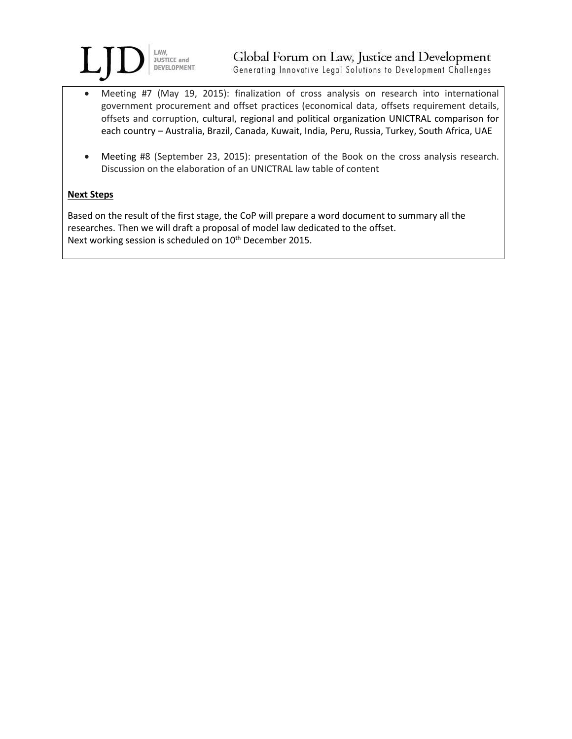- Meeting #7 (May 19, 2015): finalization of cross analysis on research into international government procurement and offset practices (economical data, offsets requirement details, offsets and corruption, cultural, regional and political organization UNICTRAL comparison for each country – Australia, Brazil, Canada, Kuwait, India, Peru, Russia, Turkey, South Africa, UAE

- Meeting #8 (September 23, 2015): presentation of the Book on the cross analysis research. Discussion on the elaboration of an UNICTRAL law table of content

**Next Steps**

Based on the result of the first stage, the CoP will prepare a word document to summary all the researches. Then we will draft a proposal of model law dedicated to the offset.
Next working session is scheduled on 10th December 2015.